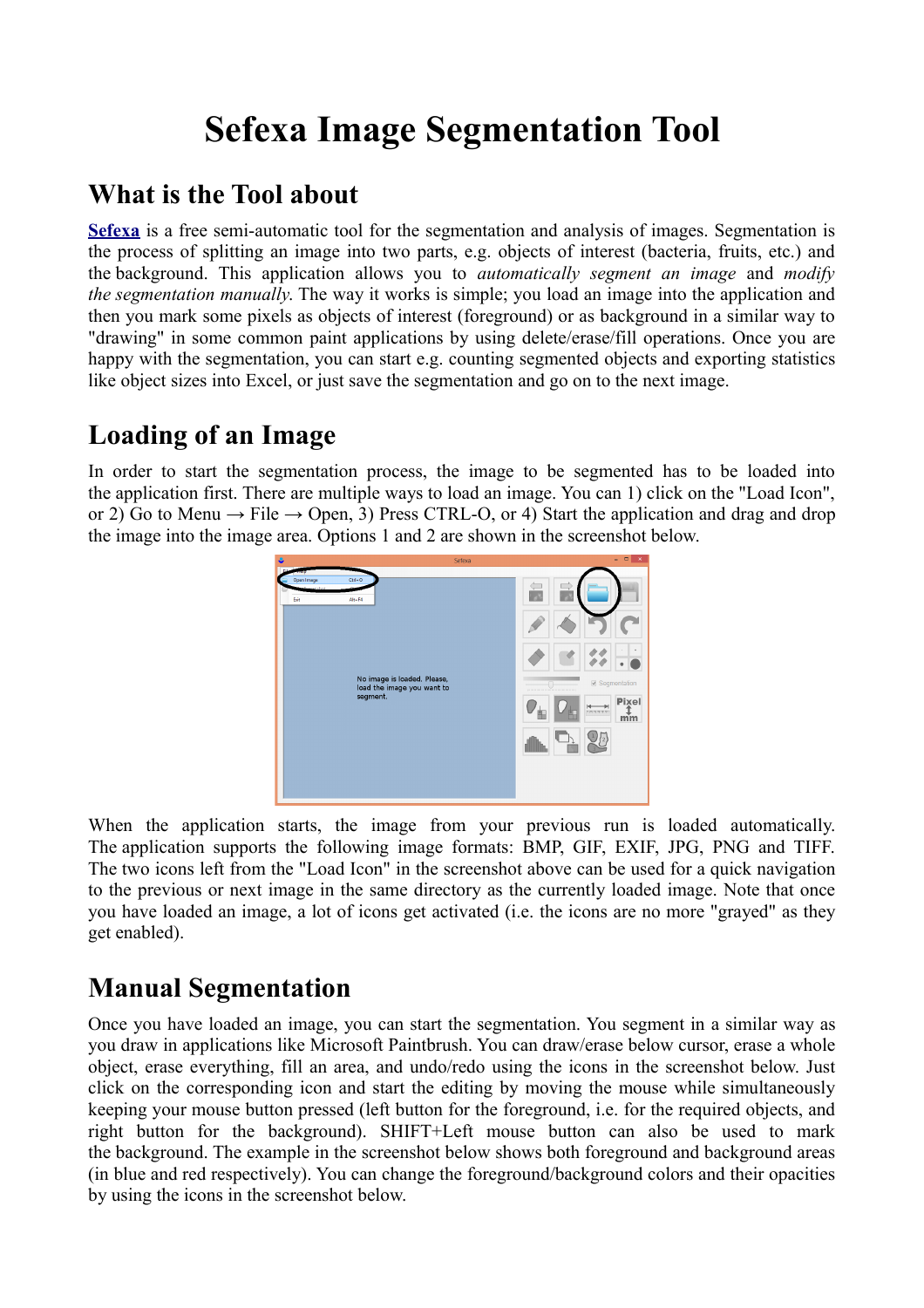# Sefexa Image Segmentation Tool

## What is the Tool about

**Sefexa** is a free semi-automatic tool for the segmentation and analysis of images. Segmentation is the process of splitting an image into two parts, e.g. objects of interest (bacteria, fruits, etc.) and the background. This application allows you to *automatically segment an image* and *modify the segmentation manually*. The way it works is simple; you load an image into the application and then you mark some pixels as objects of interest (foreground) or as background in a similar way to "drawing" in some common paint applications by using delete/erase/fill operations. Once you are happy with the segmentation, you can start e.g. counting segmented objects and exporting statistics like object sizes into Excel, or just save the segmentation and go on to the next image.

## Loading of an Image

In order to start the segmentation process, the image to be segmented has to be loaded into the application first. There are multiple ways to load an image. You can 1) click on the "Load Icon", or 2) Go to Menu → File → Open, 3) Press CTRL-O, or 4) Start the application and drag and drop the image into the image area. Options 1 and 2 are shown in the screenshot below.

When the application starts, the image from your previous run is loaded automatically. The application supports the following image formats: BMP, GIF, EXIF, JPG, PNG and TIFF. The two icons left from the "Load Icon" in the screenshot above can be used for a quick navigation to the previous or next image in the same directory as the currently loaded image. Note that once you have loaded an image, a lot of icons get activated (i.e. the icons are no more "grayed" as they get enabled).

## Manual Segmentation

Once you have loaded an image, you can start the segmentation. You segment in a similar way as you draw in applications like Microsoft Paintbrush. You can draw/erase below cursor, erase a whole object, erase everything, fill an area, and undo/redo using the icons in the screenshot below. Just click on the corresponding icon and start the editing by moving the mouse while simultaneously keeping your mouse button pressed (left button for the foreground, i.e. for the required objects, and right button for the background). SHIFT+Left mouse button can also be used to mark the background. The example in the screenshot below shows both foreground and background areas (in blue and red respectively). You can change the foreground/background colors and their opacities by using the icons in the screenshot below.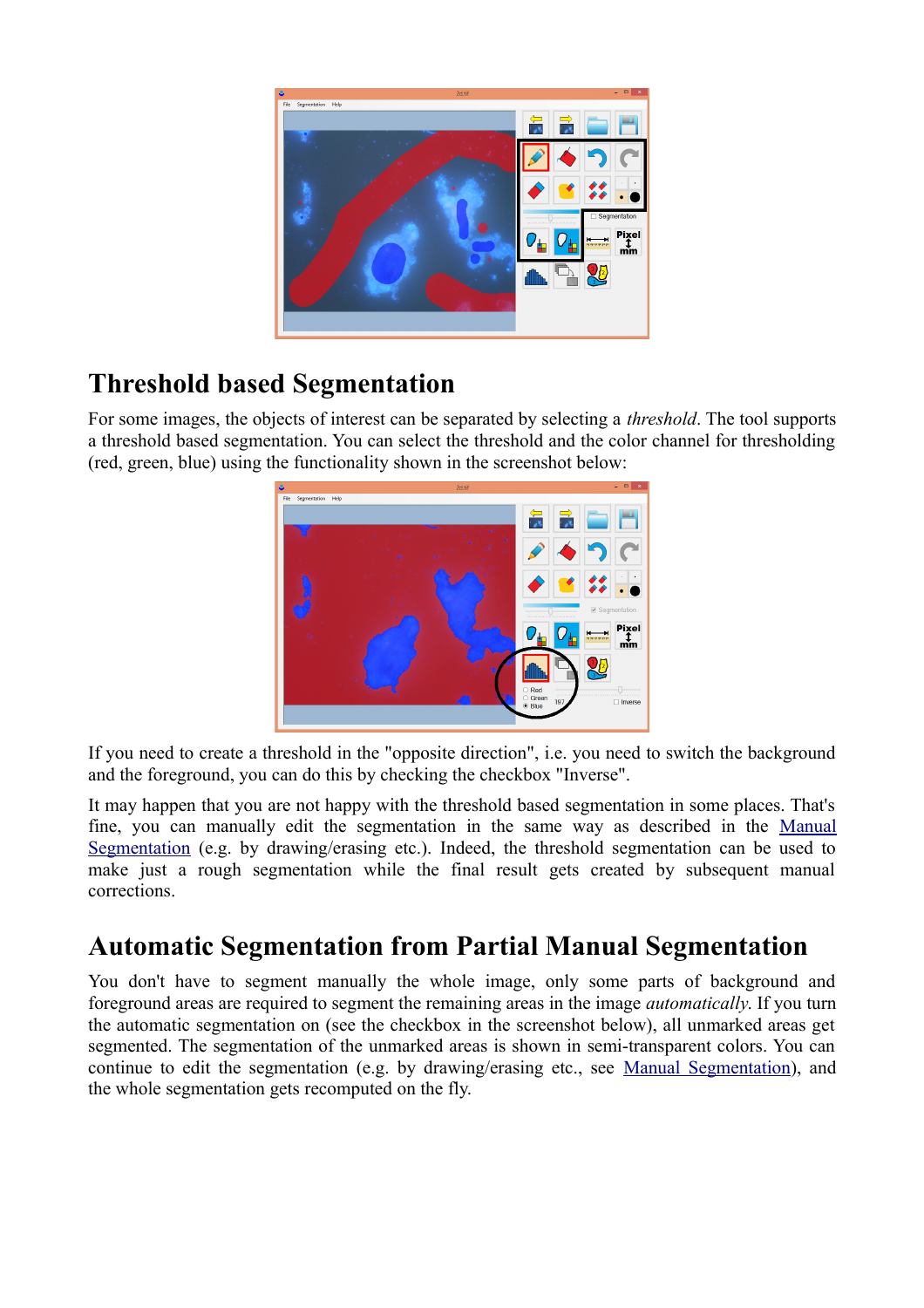## Threshold based Segmentation

For some images, the objects of interest can be separated by selecting a *threshold*. The tool supports a threshold based segmentation. You can select the threshold and the color channel for thresholding (red, green, blue) using the functionality shown in the screenshot below:

If you need to create a threshold in the "opposite direction", i.e. you need to switch the background and the foreground, you can do this by checking the checkbox "Inverse".

It may happen that you are not happy with the threshold based segmentation in some places. That's fine, you can manually edit the segmentation in the same way as described in the Manual Segmentation (e.g. by drawing/erasing etc.). Indeed, the threshold segmentation can be used to make just a rough segmentation while the final result gets created by subsequent manual corrections.

## Automatic Segmentation from Partial Manual Segmentation

You don't have to segment manually the whole image, only some parts of background and foreground areas are required to segment the remaining areas in the image *automatically*. If you turn the automatic segmentation on (see the checkbox in the screenshot below), all unmarked areas get segmented. The segmentation of the unmarked areas is shown in semi-transparent colors. You can continue to edit the segmentation (e.g. by drawing/erasing etc., see Manual Segmentation), and the whole segmentation gets recomputed on the fly.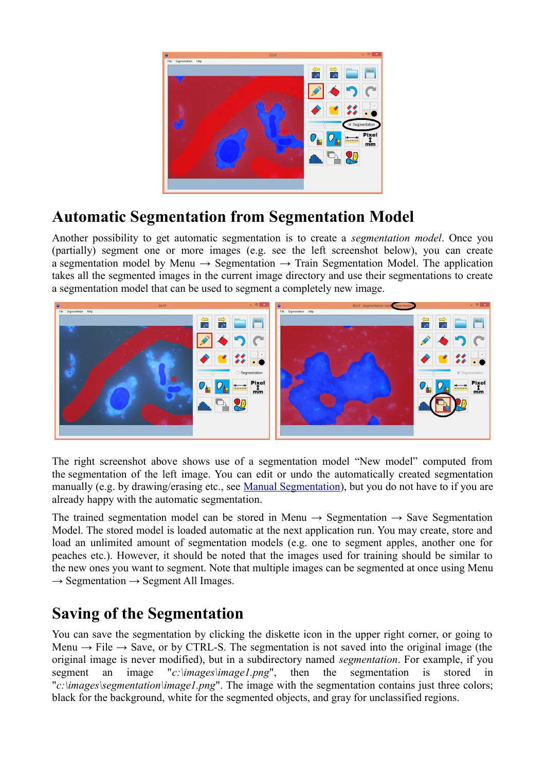## Automatic Segmentation from Segmentation Model

Another possibility to get automatic segmentation is to create a *segmentation model*. Once you (partially) segment one or more images (e.g. see the left screenshot below), you can create a segmentation model by Menu → Segmentation → Train Segmentation Model. The application takes all the segmented images in the current image directory and use their segmentations to create a segmentation model that can be used to segment a completely new image.

The right screenshot above shows use of a segmentation model “New model” computed from the segmentation of the left image. You can edit or undo the automatically created segmentation manually (e.g. by drawing/erasing etc., see Manual Segmentation), but you do not have to if you are already happy with the automatic segmentation.

The trained segmentation model can be stored in Menu → Segmentation → Save Segmentation Model. The stored model is loaded automatic at the next application run. You may create, store and load an unlimited amount of segmentation models (e.g. one to segment apples, another one for peaches etc.). However, it should be noted that the images used for training should be similar to the new ones you want to segment. Note that multiple images can be segmented at once using Menu → Segmentation → Segment All Images.

## Saving of the Segmentation

You can save the segmentation by clicking the diskette icon in the upper right corner, or going to Menu → File → Save, or by CTRL-S. The segmentation is not saved into the original image (the original image is never modified), but in a subdirectory named *segmentation*. For example, if you segment an image "*c:\images\image1.png*", then the segmentation is stored in "*c:\images\segmentation\image1.png*". The image with the segmentation contains just three colors; black for the background, white for the segmented objects, and gray for unclassified regions.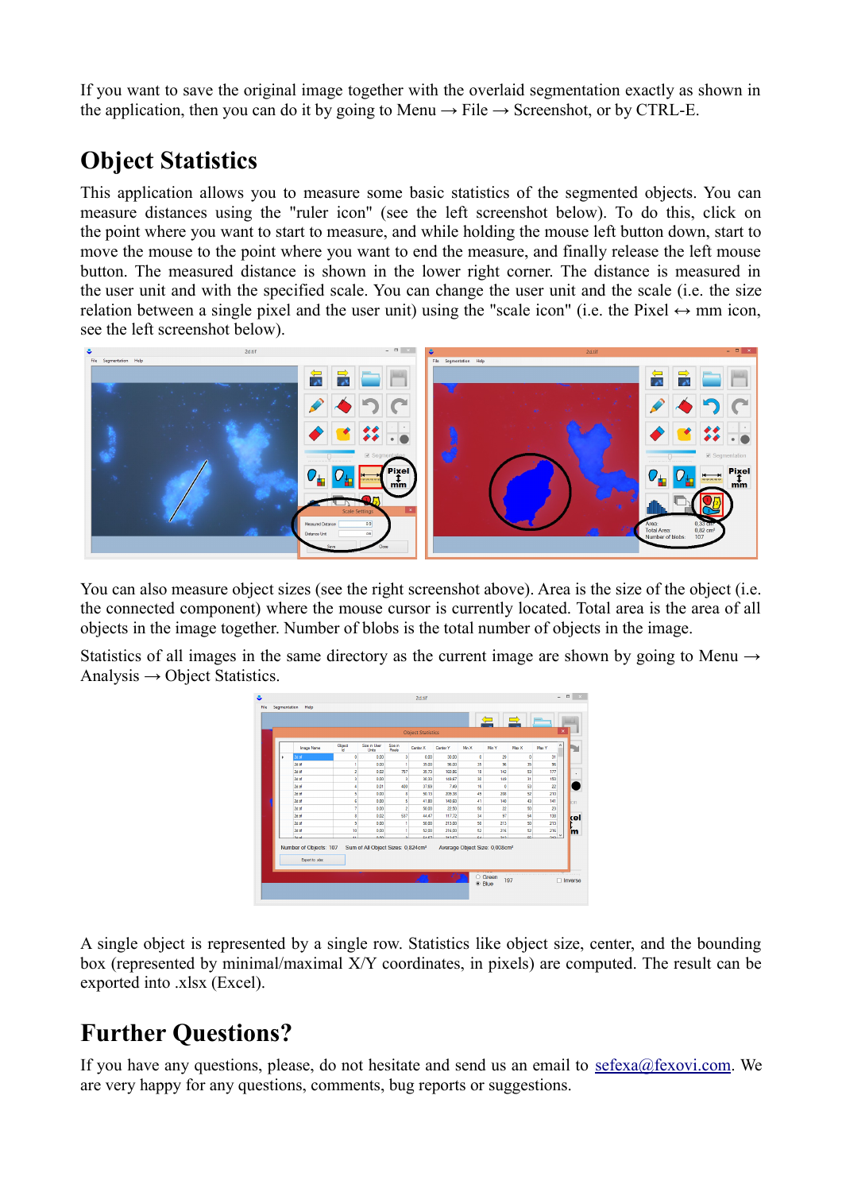If you want to save the original image together with the overlaid segmentation exactly as shown in the application, then you can do it by going to Menu → File → Screenshot, or by CTRL-E.

## Object Statistics

This application allows you to measure some basic statistics of the segmented objects. You can measure distances using the "ruler icon" (see the left screenshot below). To do this, click on the point where you want to start to measure, and while holding the mouse left button down, start to move the mouse to the point where you want to end the measure, and finally release the left mouse button. The measured distance is shown in the lower right corner. The distance is measured in the user unit and with the specified scale. You can change the user unit and the scale (i.e. the size relation between a single pixel and the user unit) using the "scale icon" (i.e. the Pixel ↔ mm icon, see the left screenshot below).

You can also measure object sizes (see the right screenshot above). Area is the size of the object (i.e. the connected component) where the mouse cursor is currently located. Total area is the area of all objects in the image together. Number of blobs is the total number of objects in the image.

Statistics of all images in the same directory as the current image are shown by going to Menu → Analysis → Object Statistics.

A single object is represented by a single row. Statistics like object size, center, and the bounding box (represented by minimal/maximal X/Y coordinates, in pixels) are computed. The result can be exported into .xlsx (Excel).

## Further Questions?

If you have any questions, please, do not hesitate and send us an email to sefexa@fexovi.com. We are very happy for any questions, comments, bug reports or suggestions.